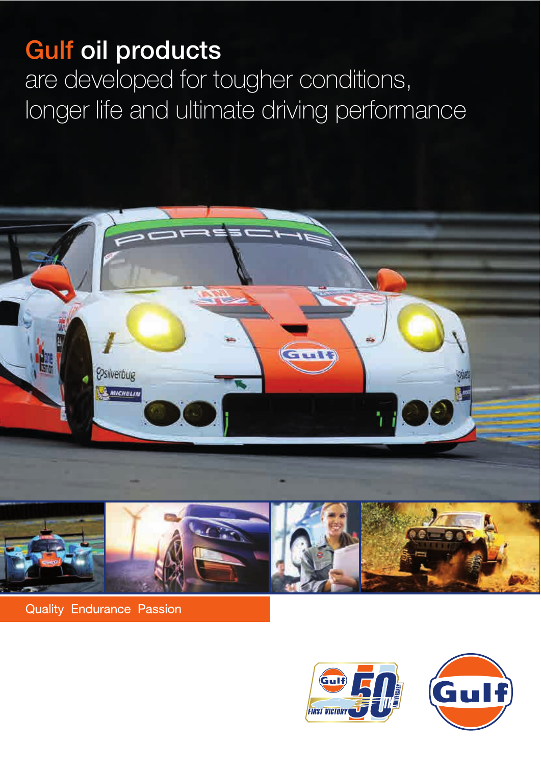# Gulf oil products

are developed for tougher conditions, longer life and ultimate driving performance

Quality Endurance Passion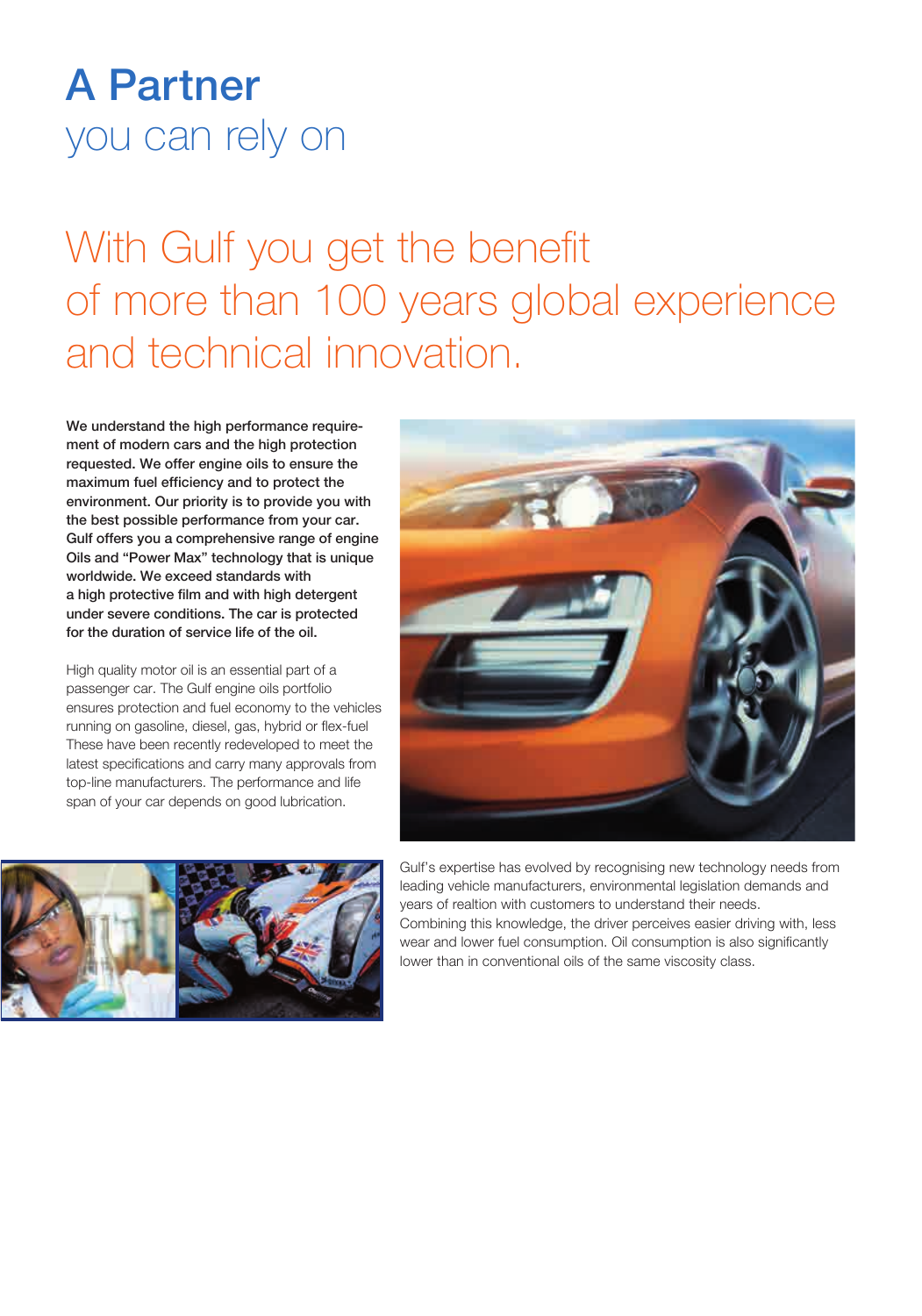# A Partner
## you can rely on

## With Gulf you get the benefit of more than 100 years global experience and technical innovation.

**We understand the high performance requirement of modern cars and the high protection requested. We offer engine oils to ensure the maximum fuel efficiency and to protect the environment. Our priority is to provide you with the best possible performance from your car. Gulf offers you a comprehensive range of engine Oils and "Power Max" technology that is unique worldwide. We exceed standards with a high protective film and with high detergent under severe conditions. The car is protected for the duration of service life of the oil.**

High quality motor oil is an essential part of a passenger car. The Gulf engine oils portfolio ensures protection and fuel economy to the vehicles running on gasoline, diesel, gas, hybrid or flex-fuel These have been recently redeveloped to meet the latest specifications and carry many approvals from top-line manufacturers. The performance and life span of your car depends on good lubrication.

Gulf's expertise has evolved by recognising new technology needs from leading vehicle manufacturers, environmental legislation demands and years of realtion with customers to understand their needs. Combining this knowledge, the driver perceives easier driving with, less wear and lower fuel consumption. Oil consumption is also significantly lower than in conventional oils of the same viscosity class.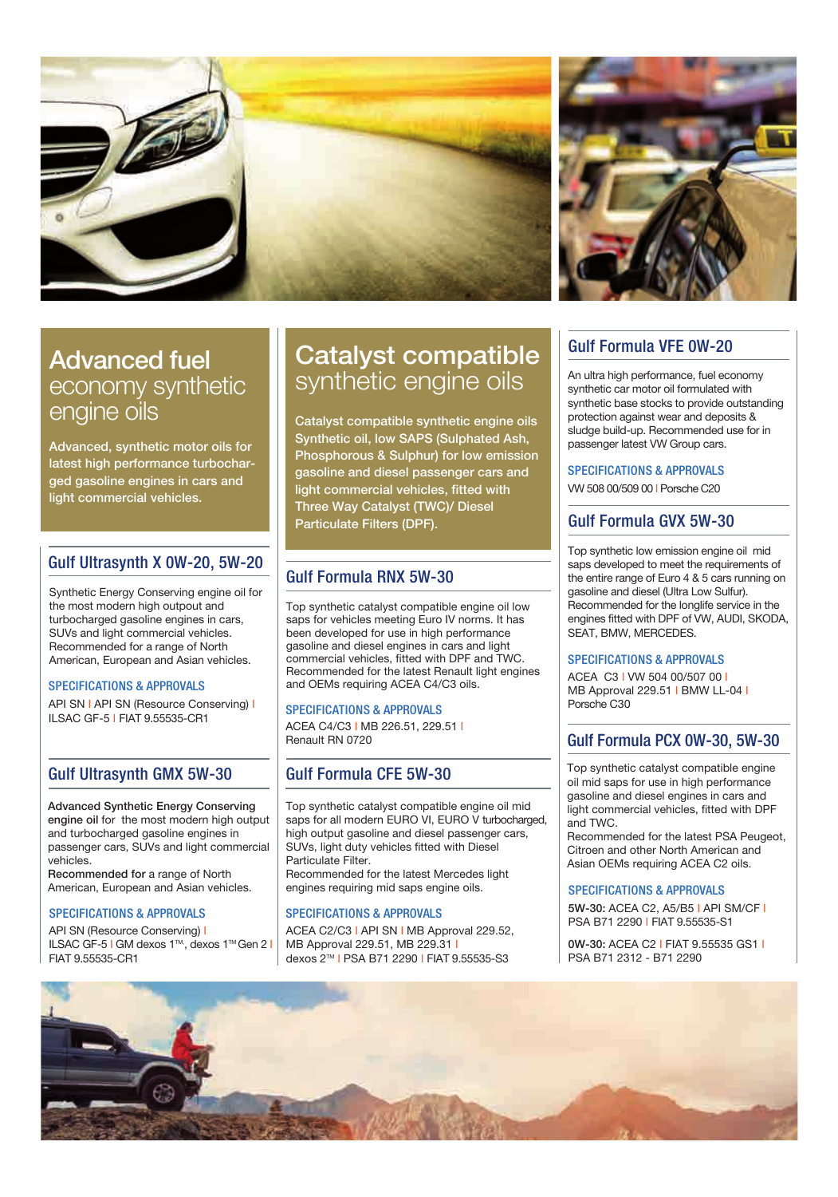## Advanced fuel economy synthetic engine oils

Advanced, synthetic motor oils for latest high performance turbocharged gasoline engines in cars and light commercial vehicles.

### Gulf Ultrasynth X 0W-20, 5W-20

Synthetic Energy Conserving engine oil for the most modern high output and turbocharged gasoline engines in cars, SUVs and light commercial vehicles. Recommended for a range of North American, European and Asian vehicles.

**SPECIFICATIONS & APPROVALS**

API SN | API SN (Resource Conserving) | ILSAC GF-5 | FIAT 9.55535-CR1

### Gulf Ultrasynth GMX 5W-30

**Advanced Synthetic Energy Conserving engine oil** for the most modern high output and turbocharged gasoline engines in passenger cars, SUVs and light commercial vehicles.
**Recommended for** a range of North American, European and Asian vehicles.

**SPECIFICATIONS & APPROVALS**

API SN (Resource Conserving) | ILSAC GF-5 | GM dexos 1™, dexos 1™ Gen 2 | FIAT 9.55535-CR1

## Catalyst compatible synthetic engine oils

Catalyst compatible synthetic engine oils Synthetic oil, low SAPS (Sulphated Ash, Phosphorous & Sulphur) for low emission gasoline and diesel passenger cars and light commercial vehicles, fitted with Three Way Catalyst (TWC)/ Diesel Particulate Filters (DPF).

### Gulf Formula RNX 5W-30

Top synthetic catalyst compatible engine oil low saps for vehicles meeting Euro IV norms. It has been developed for use in high performance gasoline and diesel engines in cars and light commercial vehicles, fitted with DPF and TWC. Recommended for the latest Renault light engines and OEMs requiring ACEA C4/C3 oils.

**SPECIFICATIONS & APPROVALS**

ACEA C4/C3 | MB 226.51, 229.51 | Renault RN 0720

### Gulf Formula CFE 5W-30

Top synthetic catalyst compatible engine oil mid saps for all modern EURO VI, EURO V turbocharged, high output gasoline and diesel passenger cars, SUVs, light duty vehicles fitted with Diesel Particulate Filter.
Recommended for the latest Mercedes light engines requiring mid saps engine oils.

**SPECIFICATIONS & APPROVALS**

ACEA C2/C3 | API SN | MB Approval 229.52, MB Approval 229.51, MB 229.31 | dexos 2™ | PSA B71 2290 | FIAT 9.55535-S3

### Gulf Formula VFE 0W-20

An ultra high performance, fuel economy synthetic car motor oil formulated with synthetic base stocks to provide outstanding protection against wear and deposits & sludge build-up. Recommended use for in passenger latest VW Group cars.

**SPECIFICATIONS & APPROVALS**

VW 508 00/509 00 | Porsche C20

### Gulf Formula GVX 5W-30

Top synthetic low emission engine oil mid saps developed to meet the requirements of the entire range of Euro 4 & 5 cars running on gasoline and diesel (Ultra Low Sulfur). Recommended for the longlife service in the engines fitted with DPF of VW, AUDI, SKODA, SEAT, BMW, MERCEDES.

**SPECIFICATIONS & APPROVALS**

ACEA C3 | VW 504 00/507 00 | MB Approval 229.51 | BMW LL-04 | Porsche C30

### Gulf Formula PCX 0W-30, 5W-30

Top synthetic catalyst compatible engine oil mid saps for use in high performance gasoline and diesel engines in cars and light commercial vehicles, fitted with DPF and TWC.
Recommended for the latest PSA Peugeot, Citroen and other North American and Asian OEMs requiring ACEA C2 oils.

**SPECIFICATIONS & APPROVALS**

**5W-30:** ACEA C2, A5/B5 | API SM/CF | PSA B71 2290 | FIAT 9.55535-S1

**0W-30:** ACEA C2 | FIAT 9.55535 GS1 | PSA B71 2312 - B71 2290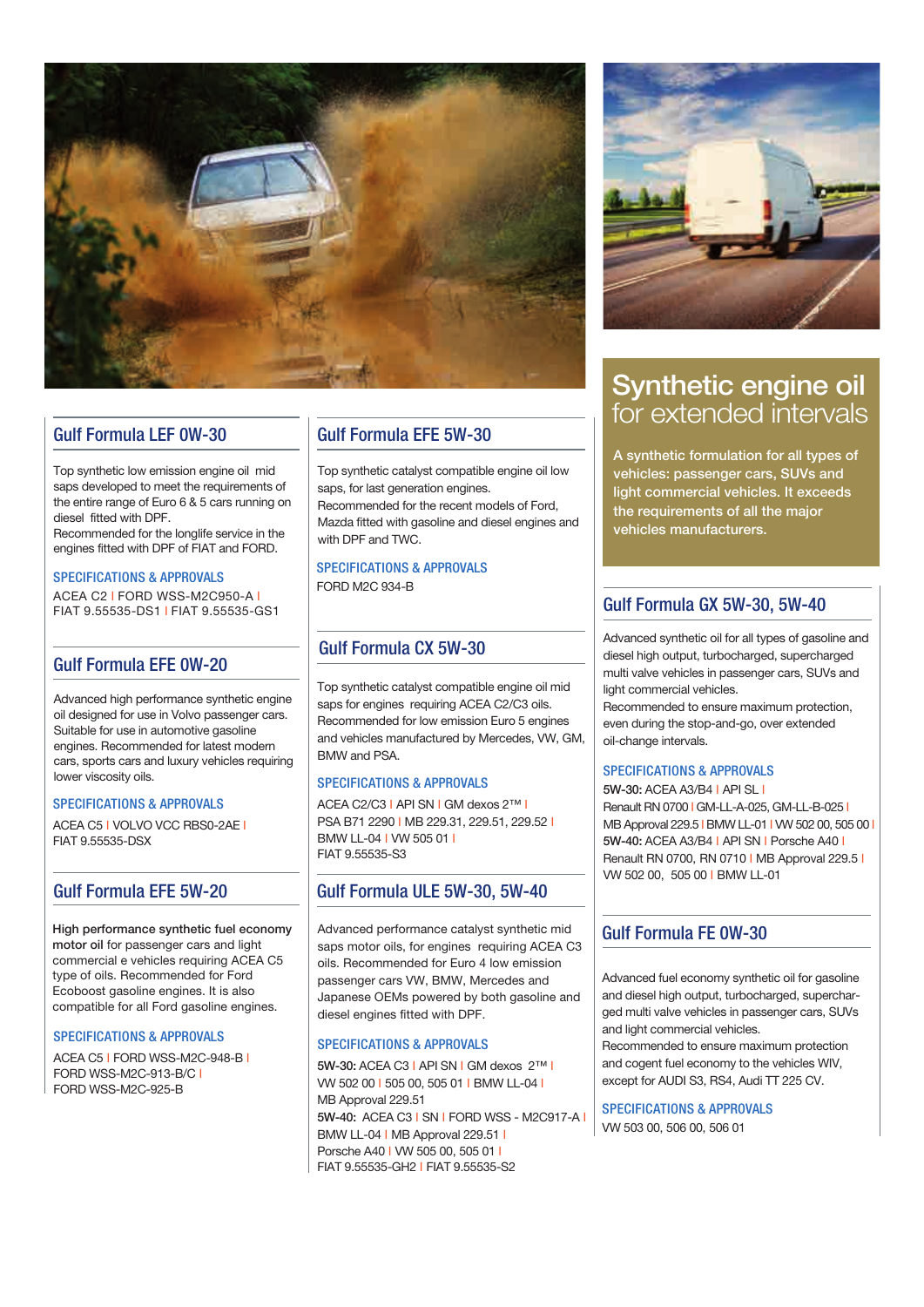## Synthetic engine oil for extended intervals

**A synthetic formulation for all types of vehicles: passenger cars, SUVs and light commercial vehicles. It exceeds the requirements of all the major vehicles manufacturers.**

### Gulf Formula LEF 0W-30

Top synthetic low emission engine oil mid saps developed to meet the requirements of the entire range of Euro 6 & 5 cars running on diesel fitted with DPF.
Recommended for the longlife service in the engines fitted with DPF of FIAT and FORD.

**SPECIFICATIONS & APPROVALS**

ACEA C2 | FORD WSS-M2C950-A | FIAT 9.55535-DS1 | FIAT 9.55535-GS1

### Gulf Formula EFE 0W-20

Advanced high performance synthetic engine oil designed for use in Volvo passenger cars. Suitable for use in automotive gasoline engines. Recommended for latest modern cars, sports cars and luxury vehicles requiring lower viscosity oils.

**SPECIFICATIONS & APPROVALS**

ACEA C5 | VOLVO VCC RBS0-2AE | FIAT 9.55535-DSX

### Gulf Formula EFE 5W-20

High performance synthetic fuel economy motor oil for passenger cars and light commercial e vehicles requiring ACEA C5 type of oils. Recommended for Ford Ecoboost gasoline engines. It is also compatible for all Ford gasoline engines.

**SPECIFICATIONS & APPROVALS**

ACEA C5 | FORD WSS-M2C-948-B | FORD WSS-M2C-913-B/C | FORD WSS-M2C-925-B

### Gulf Formula EFE 5W-30

Top synthetic catalyst compatible engine oil low saps, for last generation engines.
Recommended for the recent models of Ford, Mazda fitted with gasoline and diesel engines and with DPF and TWC.

**SPECIFICATIONS & APPROVALS**

FORD M2C 934-B

### Gulf Formula CX 5W-30

Top synthetic catalyst compatible engine oil mid saps for engines requiring ACEA C2/C3 oils. Recommended for low emission Euro 5 engines and vehicles manufactured by Mercedes, VW, GM, BMW and PSA.

**SPECIFICATIONS & APPROVALS**

ACEA C2/C3 | API SN | GM dexos 2™ | PSA B71 2290 | MB 229.31, 229.51, 229.52 | BMW LL-04 | VW 505 01 | FIAT 9.55535-S3

### Gulf Formula ULE 5W-30, 5W-40

Advanced performance catalyst synthetic mid saps motor oils, for engines requiring ACEA C3 oils. Recommended for Euro 4 low emission passenger cars VW, BMW, Mercedes and Japanese OEMs powered by both gasoline and diesel engines fitted with DPF.

**SPECIFICATIONS & APPROVALS**

**5W-30:** ACEA C3 | API SN | GM dexos 2™ | VW 502 00 | 505 00, 505 01 | BMW LL-04 | MB Approval 229.51
**5W-40:** ACEA C3 | SN | FORD WSS - M2C917-A | BMW LL-04 | MB Approval 229.51 | Porsche A40 | VW 505 00, 505 01 | FIAT 9.55535-GH2 | FIAT 9.55535-S2

### Gulf Formula GX 5W-30, 5W-40

Advanced synthetic oil for all types of gasoline and diesel high output, turbocharged, supercharged multi valve vehicles in passenger cars, SUVs and light commercial vehicles.
Recommended to ensure maximum protection, even during the stop-and-go, over extended oil-change intervals.

**SPECIFICATIONS & APPROVALS**

**5W-30:** ACEA A3/B4 | API SL | Renault RN 0700 | GM-LL-A-025, GM-LL-B-025 | MB Approval 229.5 | BMW LL-01 | VW 502 00, 505 00 |
**5W-40:** ACEA A3/B4 | API SN | Porsche A40 | Renault RN 0700, RN 0710 | MB Approval 229.5 | VW 502 00, 505 00 | BMW LL-01

### Gulf Formula FE 0W-30

Advanced fuel economy synthetic oil for gasoline and diesel high output, turbocharged, supercharged multi valve vehicles in passenger cars, SUVs and light commercial vehicles.
Recommended to ensure maximum protection and cogent fuel economy to the vehicles WV, except for AUDI S3, RS4, Audi TT 225 CV.

**SPECIFICATIONS & APPROVALS**

VW 503 00, 506 00, 506 01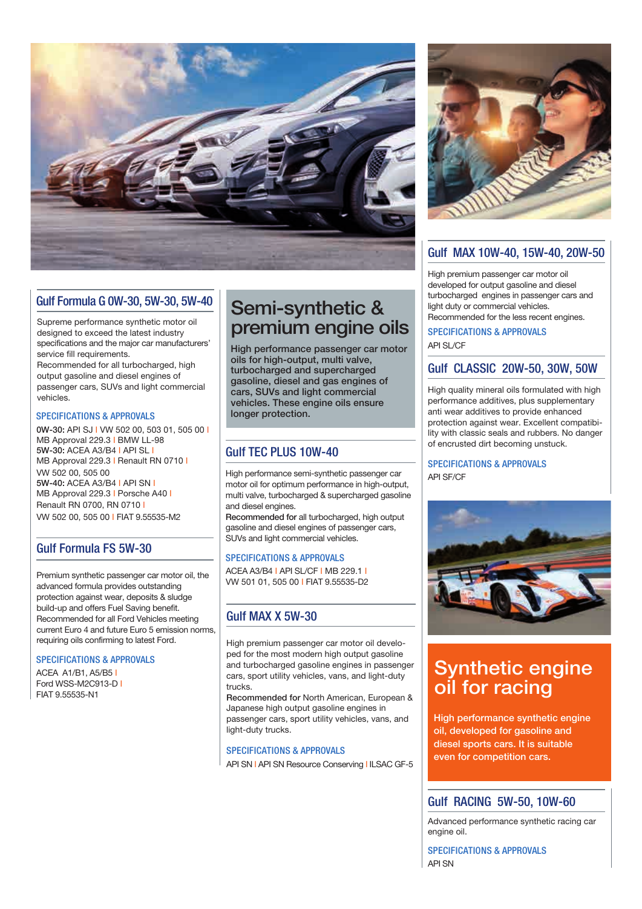## Gulf Formula G 0W-30, 5W-30, 5W-40

Supreme performance synthetic motor oil designed to exceed the latest industry specifications and the major car manufacturers' service fill requirements.
Recommended for all turbocharged, high output gasoline and diesel engines of passenger cars, SUVs and light commercial vehicles.

### SPECIFICATIONS & APPROVALS

**0W-30:** API SJ | VW 502 00, 503 01, 505 00 | MB Approval 229.3 | BMW LL-98
**5W-30:** ACEA A3/B4 | API SL | MB Approval 229.3 | Renault RN 0710 | VW 502 00, 505 00
**5W-40:** ACEA A3/B4 | API SN | MB Approval 229.3 | Porsche A40 | Renault RN 0700, RN 0710 | VW 502 00, 505 00 | FIAT 9.55535-M2

## Gulf Formula FS 5W-30

Premium synthetic passenger car motor oil, the advanced formula provides outstanding protection against wear, deposits & sludge build-up and offers Fuel Saving benefit. Recommended for all Ford Vehicles meeting current Euro 4 and future Euro 5 emission norms, requiring oils confirming to latest Ford.

### SPECIFICATIONS & APPROVALS

ACEA A1/B1, A5/B5 | Ford WSS-M2C913-D | FIAT 9.55535-N1

# Semi-synthetic & premium engine oils

**High performance passenger car motor oils for high-output, multi valve, turbocharged and supercharged gasoline, diesel and gas engines of cars, SUVs and light commercial vehicles. These engine oils ensure longer protection.**

## Gulf TEC PLUS 10W-40

High performance semi-synthetic passenger car motor oil for optimum performance in high-output, multi valve, turbocharged & supercharged gasoline and diesel engines.
**Recommended for** all turbocharged, high output gasoline and diesel engines of passenger cars, SUVs and light commercial vehicles.

### SPECIFICATIONS & APPROVALS

ACEA A3/B4 | API SL/CF | MB 229.1 | VW 501 01, 505 00 | FIAT 9.55535-D2

## Gulf MAX X 5W-30

High premium passenger car motor oil developed for the most modern high output gasoline and turbocharged gasoline engines in passenger cars, sport utility vehicles, vans, and light-duty trucks.
**Recommended for** North American, European & Japanese high output gasoline engines in passenger cars, sport utility vehicles, vans, and light-duty trucks.

### SPECIFICATIONS & APPROVALS

API SN | API SN Resource Conserving | ILSAC GF-5

## Gulf MAX 10W-40, 15W-40, 20W-50

High premium passenger car motor oil developed for output gasoline and diesel turbocharged engines in passenger cars and light duty or commercial vehicles.
Recommended for the less recent engines.

### SPECIFICATIONS & APPROVALS

API SL/CF

## Gulf CLASSIC 20W-50, 30W, 50W

High quality mineral oils formulated with high performance additives, plus supplementary anti wear additives to provide enhanced protection against wear. Excellent compatibility with classic seals and rubbers. No danger of encrusted dirt becoming unstuck.

### SPECIFICATIONS & APPROVALS

API SF/CF

# Synthetic engine oil for racing

**High performance synthetic engine oil, developed for gasoline and diesel sports cars. It is suitable even for competition cars.**

## Gulf RACING 5W-50, 10W-60

Advanced performance synthetic racing car engine oil.

### SPECIFICATIONS & APPROVALS

API SN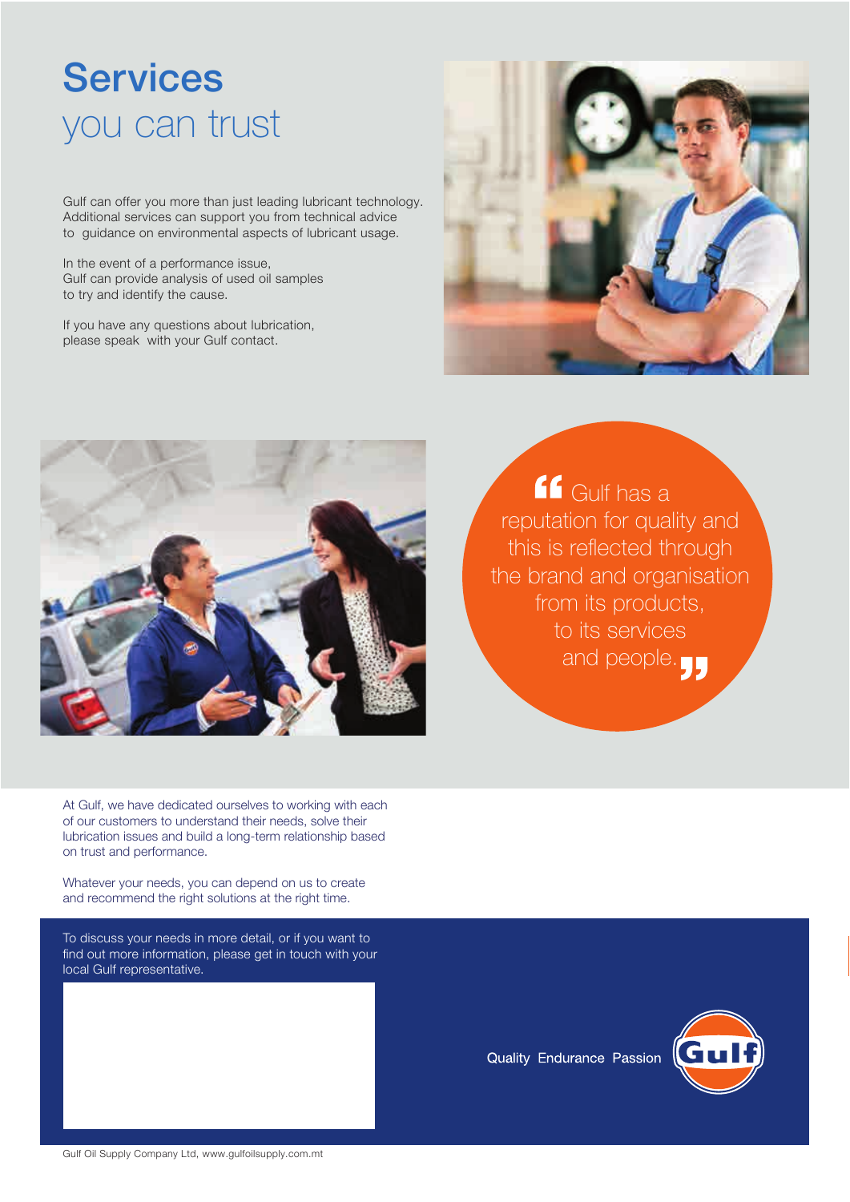# Services
## you can trust

Gulf can offer you more than just leading lubricant technology. Additional services can support you from technical advice to guidance on environmental aspects of lubricant usage.

In the event of a performance issue, Gulf can provide analysis of used oil samples to try and identify the cause.

If you have any questions about lubrication, please speak with your Gulf contact.

> “Gulf has a reputation for quality and this is reflected through the brand and organisation from its products, to its services and people.”

At Gulf, we have dedicated ourselves to working with each of our customers to understand their needs, solve their lubrication issues and build a long-term relationship based on trust and performance.

Whatever your needs, you can depend on us to create and recommend the right solutions at the right time.

To discuss your needs in more detail, or if you want to find out more information, please get in touch with your local Gulf representative.

Quality Endurance Passion

Gulf

Gulf Oil Supply Company Ltd, www.gulfoilsupply.com.mt